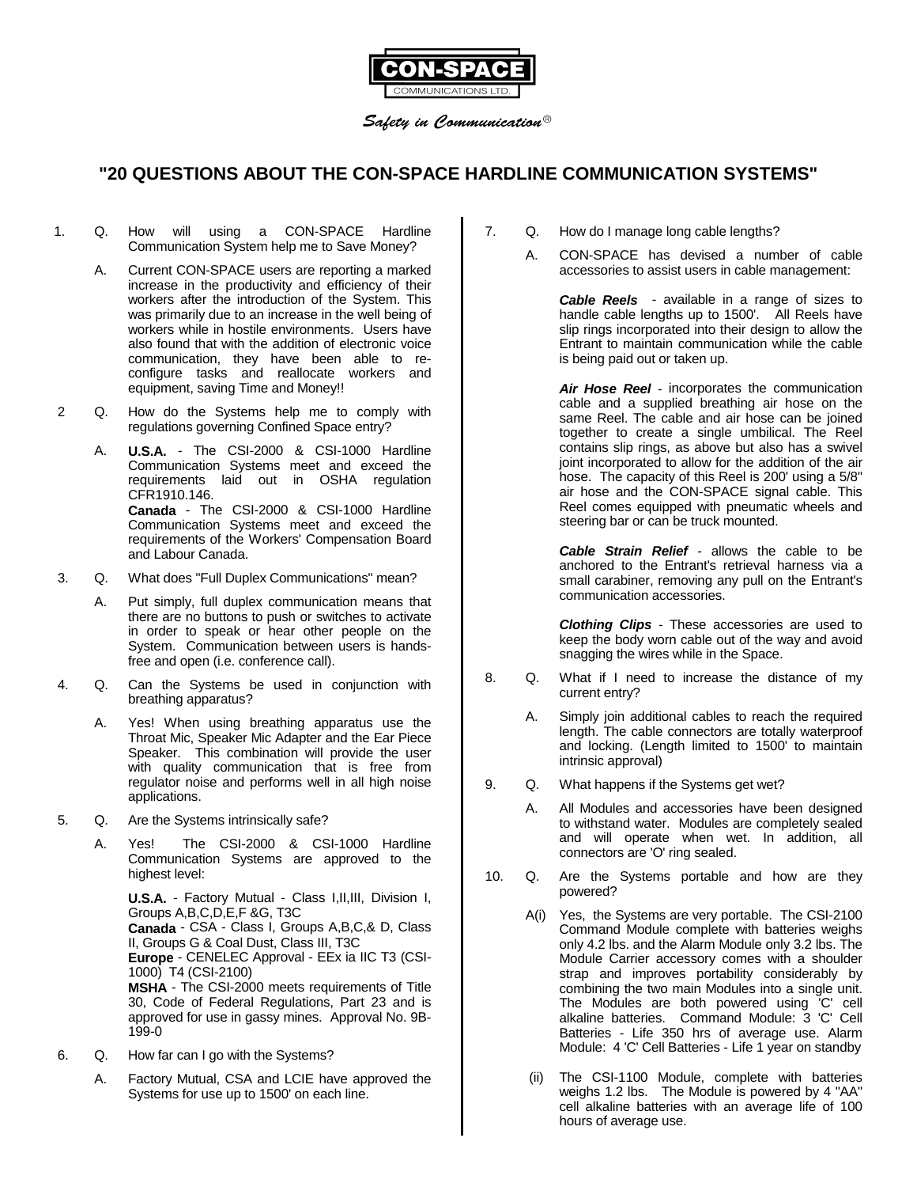CON-SPACE

COMMUNICATIONS LTD.

*Safety in Communication®*

# "20 QUESTIONS ABOUT THE CON-SPACE HARDLINE COMMUNICATION SYSTEMS"

1. Q. How will using a CON-SPACE Hardline Communication System help me to Save Money?

   A. Current CON-SPACE users are reporting a marked increase in the productivity and efficiency of their workers after the introduction of the System. This was primarily due to an increase in the well being of workers while in hostile environments. Users have also found that with the addition of electronic voice communication, they have been able to re-configure tasks and reallocate workers and equipment, saving Time and Money!!

2. Q. How do the Systems help me to comply with regulations governing Confined Space entry?

   A. **U.S.A.** - The CSI-2000 & CSI-1000 Hardline Communication Systems meet and exceed the requirements laid out in OSHA regulation CFR1910.146.
   **Canada** - The CSI-2000 & CSI-1000 Hardline Communication Systems meet and exceed the requirements of the Workers' Compensation Board and Labour Canada.

3. Q. What does "Full Duplex Communications" mean?

   A. Put simply, full duplex communication means that there are no buttons to push or switches to activate in order to speak or hear other people on the System. Communication between users is hands-free and open (i.e. conference call).

4. Q. Can the Systems be used in conjunction with breathing apparatus?

   A. Yes! When using breathing apparatus use the Throat Mic, Speaker Mic Adapter and the Ear Piece Speaker. This combination will provide the user with quality communication that is free from regulator noise and performs well in all high noise applications.

5. Q. Are the Systems intrinsically safe?

   A. Yes! The CSI-2000 & CSI-1000 Hardline Communication Systems are approved to the highest level:

   **U.S.A.** - Factory Mutual - Class I,II,III, Division I, Groups A,B,C,D,E,F &G, T3C
   **Canada** - CSA - Class I, Groups A,B,C,& D, Class II, Groups G & Coal Dust, Class III, T3C
   **Europe** - CENELEC Approval - EEx ia IIC T3 (CSI-1000) T4 (CSI-2100)
   **MSHA** - The CSI-2000 meets requirements of Title 30, Code of Federal Regulations, Part 23 and is approved for use in gassy mines. Approval No. 9B-199-0

6. Q. How far can I go with the Systems?

   A. Factory Mutual, CSA and LCIE have approved the Systems for use up to 1500' on each line.

7. Q. How do I manage long cable lengths?

   A. CON-SPACE has devised a number of cable accessories to assist users in cable management:

   ***Cable Reels*** - available in a range of sizes to handle cable lengths up to 1500'. All Reels have slip rings incorporated into their design to allow the Entrant to maintain communication while the cable is being paid out or taken up.

   ***Air Hose Reel*** - incorporates the communication cable and a supplied breathing air hose on the same Reel. The cable and air hose can be joined together to create a single umbilical. The Reel contains slip rings, as above but also has a swivel joint incorporated to allow for the addition of the air hose. The capacity of this Reel is 200' using a 5/8" air hose and the CON-SPACE signal cable. This Reel comes equipped with pneumatic wheels and steering bar or can be truck mounted.

   ***Cable Strain Relief*** - allows the cable to be anchored to the Entrant's retrieval harness via a small carabiner, removing any pull on the Entrant's communication accessories.

   ***Clothing Clips*** - These accessories are used to keep the body worn cable out of the way and avoid snagging the wires while in the Space.

8. Q. What if I need to increase the distance of my current entry?

   A. Simply join additional cables to reach the required length. The cable connectors are totally waterproof and locking. (Length limited to 1500' to maintain intrinsic approval)

9. Q. What happens if the Systems get wet?

   A. All Modules and accessories have been designed to withstand water. Modules are completely sealed and will operate when wet. In addition, all connectors are 'O' ring sealed.

10. Q. Are the Systems portable and how are they powered?

    A(i) Yes, the Systems are very portable. The CSI-2100 Command Module complete with batteries weighs only 4.2 lbs. and the Alarm Module only 3.2 lbs. The Module Carrier accessory comes with a shoulder strap and improves portability considerably by combining the two main Modules into a single unit. The Modules are both powered using 'C' cell alkaline batteries. Command Module: 3 'C' Cell Batteries - Life 350 hrs of average use. Alarm Module: 4 'C' Cell Batteries - Life 1 year on standby

    (ii) The CSI-1100 Module, complete with batteries weighs 1.2 lbs. The Module is powered by 4 "AA" cell alkaline batteries with an average life of 100 hours of average use.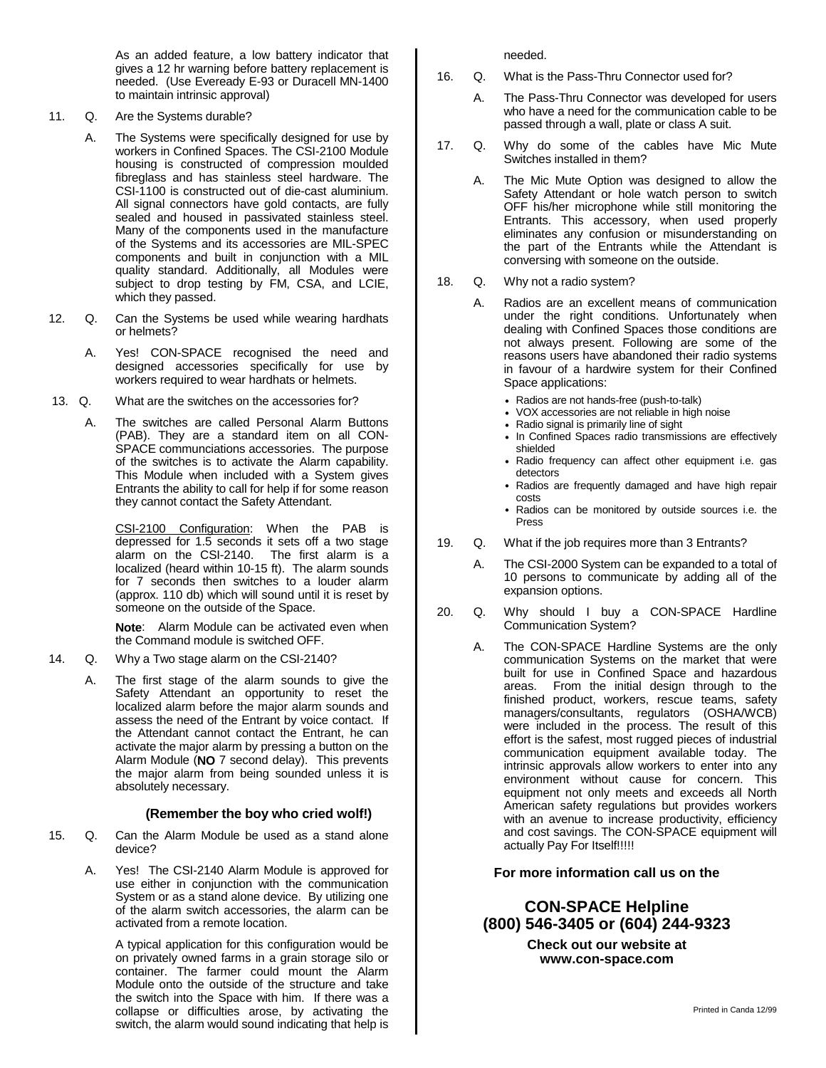As an added feature, a low battery indicator that gives a 12 hr warning before battery replacement is needed. (Use Eveready E-93 or Duracell MN-1400 to maintain intrinsic approval)

11. Q. Are the Systems durable?

    A. The Systems were specifically designed for use by workers in Confined Spaces. The CSI-2100 Module housing is constructed of compression moulded fibreglass and has stainless steel hardware. The CSI-1100 is constructed out of die-cast aluminium. All signal connectors have gold contacts, are fully sealed and housed in passivated stainless steel. Many of the components used in the manufacture of the Systems and its accessories are MIL-SPEC components and built in conjunction with a MIL quality standard. Additionally, all Modules were subject to drop testing by FM, CSA, and LCIE, which they passed.

12. Q. Can the Systems be used while wearing hardhats or helmets?

    A. Yes! CON-SPACE recognised the need and designed accessories specifically for use by workers required to wear hardhats or helmets.

13. Q. What are the switches on the accessories for?

    A. The switches are called Personal Alarm Buttons (PAB). They are a standard item on all CON-SPACE communciations accessories. The purpose of the switches is to activate the Alarm capability. This Module when included with a System gives Entrants the ability to call for help if for some reason they cannot contact the Safety Attendant.

    CSI-2100 Configuration: When the PAB is depressed for 1.5 seconds it sets off a two stage alarm on the CSI-2140. The first alarm is a localized (heard within 10-15 ft). The alarm sounds for 7 seconds then switches to a louder alarm (approx. 110 db) which will sound until it is reset by someone on the outside of the Space.

    **Note**: Alarm Module can be activated even when the Command module is switched OFF.

14. Q. Why a Two stage alarm on the CSI-2140?

    A. The first stage of the alarm sounds to give the Safety Attendant an opportunity to reset the localized alarm before the major alarm sounds and assess the need of the Entrant by voice contact. If the Attendant cannot contact the Entrant, he can activate the major alarm by pressing a button on the Alarm Module (**NO** 7 second delay). This prevents the major alarm from being sounded unless it is absolutely necessary.

    **(Remember the boy who cried wolf!)**

15. Q. Can the Alarm Module be used as a stand alone device?

    A. Yes! The CSI-2140 Alarm Module is approved for use either in conjunction with the communication System or as a stand alone device. By utilizing one of the alarm switch accessories, the alarm can be activated from a remote location.

    A typical application for this configuration would be on privately owned farms in a grain storage silo or container. The farmer could mount the Alarm Module onto the outside of the structure and take the switch into the Space with him. If there was a collapse or difficulties arose, by activating the switch, the alarm would sound indicating that help is needed.

16. Q. What is the Pass-Thru Connector used for?

    A. The Pass-Thru Connector was developed for users who have a need for the communication cable to be passed through a wall, plate or class A suit.

17. Q. Why do some of the cables have Mic Mute Switches installed in them?

    A. The Mic Mute Option was designed to allow the Safety Attendant or hole watch person to switch OFF his/her microphone while still monitoring the Entrants. This accessory, when used properly eliminates any confusion or misunderstanding on the part of the Entrants while the Attendant is conversing with someone on the outside.

18. Q. Why not a radio system?

    A. Radios are an excellent means of communication under the right conditions. Unfortunately when dealing with Confined Spaces those conditions are not always present. Following are some of the reasons users have abandoned their radio systems in favour of a hardwire system for their Confined Space applications:

    - Radios are not hands-free (push-to-talk)
    - VOX accessories are not reliable in high noise
    - Radio signal is primarily line of sight
    - In Confined Spaces radio transmissions are effectively shielded
    - Radio frequency can affect other equipment i.e. gas detectors
    - Radios are frequently damaged and have high repair costs
    - Radios can be monitored by outside sources i.e. the Press

19. Q. What if the job requires more than 3 Entrants?

    A. The CSI-2000 System can be expanded to a total of 10 persons to communicate by adding all of the expansion options.

20. Q. Why should I buy a CON-SPACE Hardline Communication System?

    A. The CON-SPACE Hardline Systems are the only communication Systems on the market that were built for use in Confined Space and hazardous areas. From the initial design through to the finished product, workers, rescue teams, safety managers/consultants, regulators (OSHA/WCB) were included in the process. The result of this effort is the safest, most rugged pieces of industrial communication equipment available today. The intrinsic approvals allow workers to enter into any environment without cause for concern. This equipment not only meets and exceeds all North American safety regulations but provides workers with an avenue to increase productivity, efficiency and cost savings. The CON-SPACE equipment will actually Pay For Itself!!!!!

**For more information call us on the**

## CON-SPACE Helpline
## (800) 546-3405 or (604) 244-9323

**Check out our website at**
**www.con-space.com**

Printed in Canda 12/99